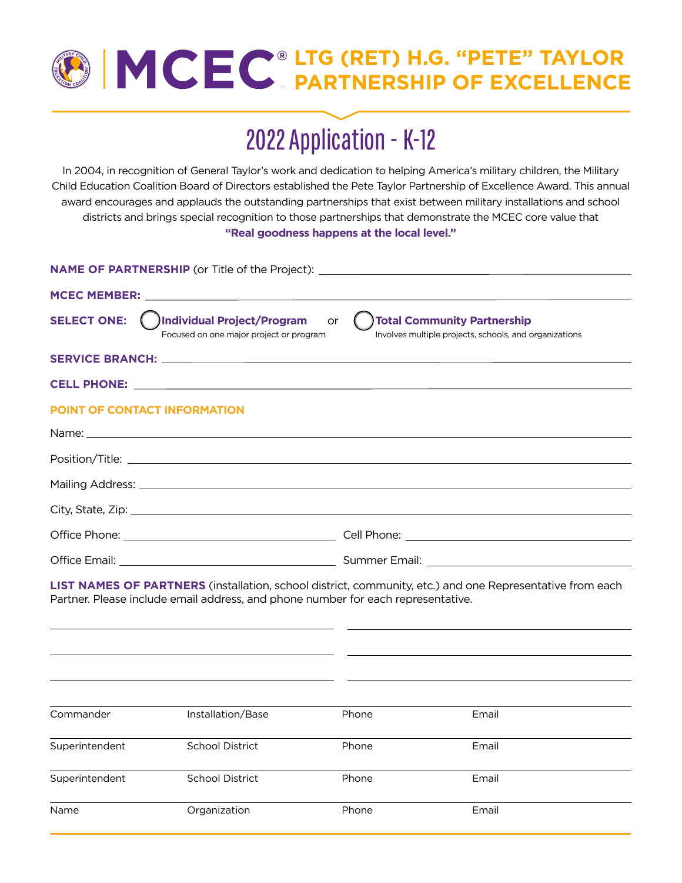# MCEC® LTG (RET) H.G. "PETE" TAYLOR PARTNERSHIP OF EXCELLENCE

## 2022 Application - K-12

In 2004, in recognition of General Taylor's work and dedication to helping America's military children, the Military Child Education Coalition Board of Directors established the Pete Taylor Partnership of Excellence Award. This annual award encourages and applauds the outstanding partnerships that exist between military installations and school districts and brings special recognition to those partnerships that demonstrate the MCEC core value that **"Real goodness happens at the local level."**

**NAME OF PARTNERSHIP** (or Title of the Project): ______________________________

**MCEC MEMBER:** ______________________________

**SELECT ONE:** ◯ **Individual Project/Program** (Focused on one major project or program) or ◯ **Total Community Partnership** (Involves multiple projects, schools, and organizations)

**SERVICE BRANCH:** ______________________________

**CELL PHONE:** ______________________________

**POINT OF CONTACT INFORMATION**

Name: ______________________________

Position/Title: ______________________________

Mailing Address: ______________________________

City, State, Zip: ______________________________

Office Phone: ____________________ Cell Phone: ____________________

Office Email: ____________________ Summer Email: ____________________

**LIST NAMES OF PARTNERS** (installation, school district, community, etc.) and one Representative from each Partner. Please include email address, and phone number for each representative.

____________________ ____________________

____________________ ____________________

____________________ ____________________

| Commander | Installation/Base | Phone | Email |
|---|---|---|---|
| Superintendent | School District | Phone | Email |
| Superintendent | School District | Phone | Email |
| Name | Organization | Phone | Email |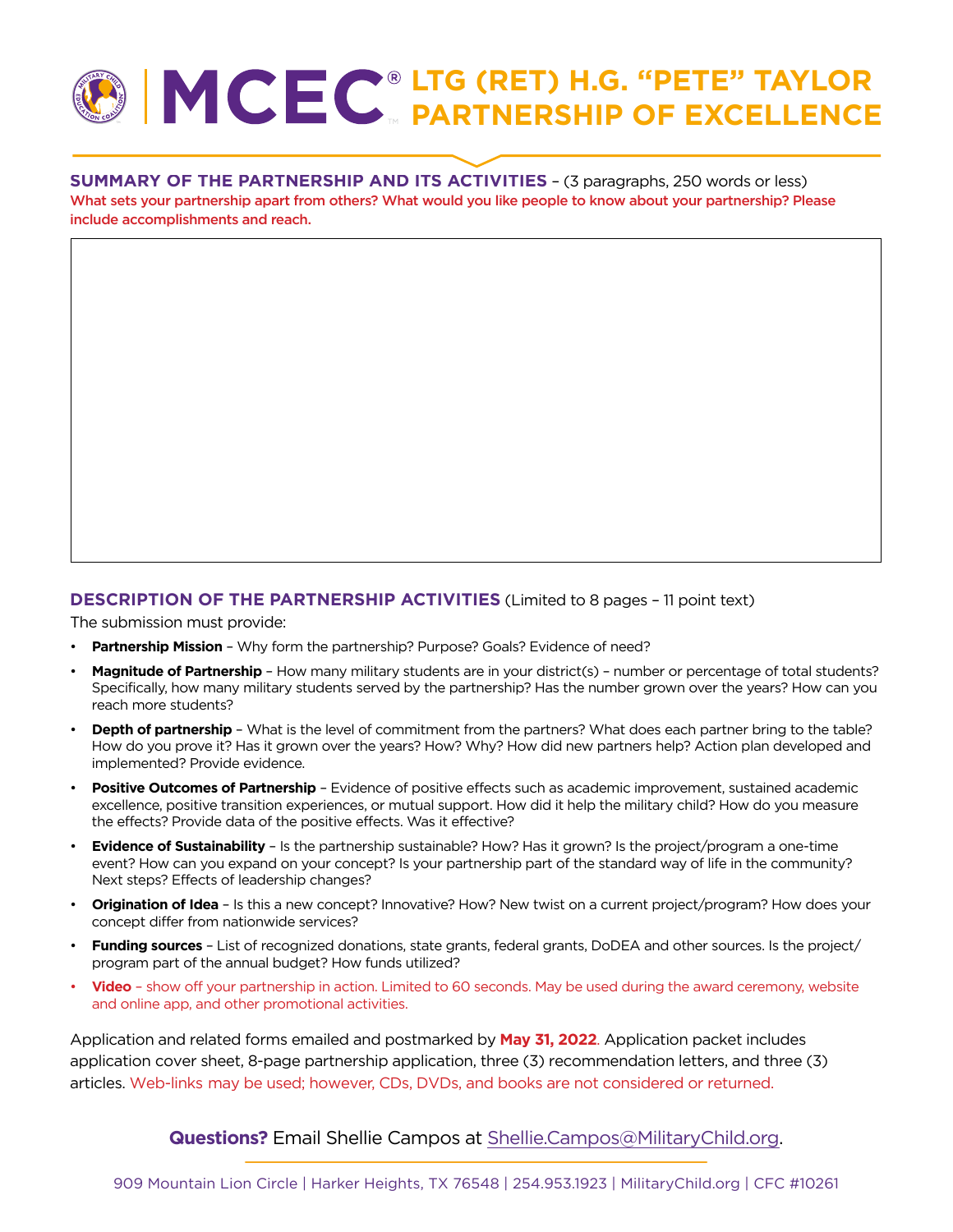# MCEC® LTG (RET) H.G. "PETE" TAYLOR PARTNERSHIP OF EXCELLENCE

**SUMMARY OF THE PARTNERSHIP AND ITS ACTIVITIES** – (3 paragraphs, 250 words or less)

What sets your partnership apart from others? What would you like people to know about your partnership? Please include accomplishments and reach.

**DESCRIPTION OF THE PARTNERSHIP ACTIVITIES** (Limited to 8 pages – 11 point text)

The submission must provide:

- **Partnership Mission** – Why form the partnership? Purpose? Goals? Evidence of need?
- **Magnitude of Partnership** – How many military students are in your district(s) – number or percentage of total students? Specifically, how many military students served by the partnership? Has the number grown over the years? How can you reach more students?
- **Depth of partnership** – What is the level of commitment from the partners? What does each partner bring to the table? How do you prove it? Has it grown over the years? How? Why? How did new partners help? Action plan developed and implemented? Provide evidence.
- **Positive Outcomes of Partnership** – Evidence of positive effects such as academic improvement, sustained academic excellence, positive transition experiences, or mutual support. How did it help the military child? How do you measure the effects? Provide data of the positive effects. Was it effective?
- **Evidence of Sustainability** – Is the partnership sustainable? How? Has it grown? Is the project/program a one-time event? How can you expand on your concept? Is your partnership part of the standard way of life in the community? Next steps? Effects of leadership changes?
- **Origination of Idea** – Is this a new concept? Innovative? How? New twist on a current project/program? How does your concept differ from nationwide services?
- **Funding sources** – List of recognized donations, state grants, federal grants, DoDEA and other sources. Is the project/program part of the annual budget? How funds utilized?
- **Video** – show off your partnership in action. Limited to 60 seconds. May be used during the award ceremony, website and online app, and other promotional activities.

Application and related forms emailed and postmarked by **May 31, 2022**. Application packet includes application cover sheet, 8-page partnership application, three (3) recommendation letters, and three (3) articles. Web-links may be used; however, CDs, DVDs, and books are not considered or returned.

**Questions?** Email Shellie Campos at Shellie.Campos@MilitaryChild.org.

909 Mountain Lion Circle | Harker Heights, TX 76548 | 254.953.1923 | MilitaryChild.org | CFC #10261